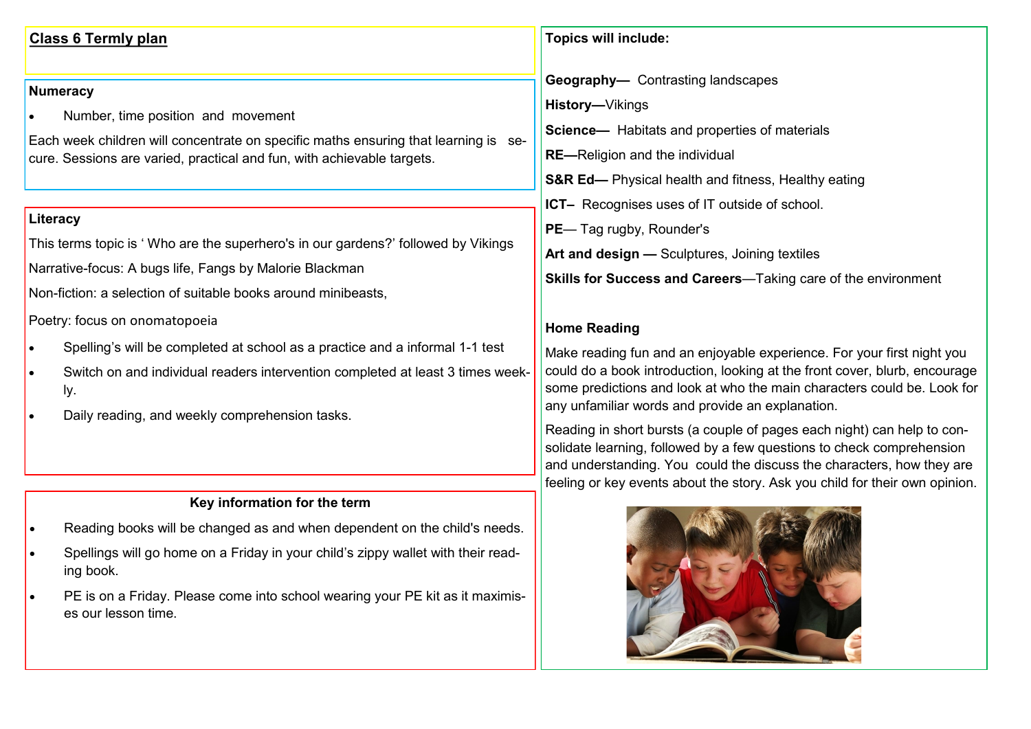## Class 6 Termly plan

### Numeracy

- Number, time position and movement

Each week children will concentrate on specific maths ensuring that learning is secure. Sessions are varied, practical and fun, with achievable targets.

### Literacy

This terms topic is ' Who are the superhero's in our gardens?' followed by Vikings

Narrative-focus: A bugs life, Fangs by Malorie Blackman

Non-fiction: a selection of suitable books around minibeasts,

Poetry: focus on onomatopoeia

- Spelling's will be completed at school as a practice and a informal 1-1 test
- Switch on and individual readers intervention completed at least 3 times weekly.
- Daily reading, and weekly comprehension tasks.

### Key information for the term

- Reading books will be changed as and when dependent on the child's needs.
- Spellings will go home on a Friday in your child's zippy wallet with their reading book.
- PE is on a Friday. Please come into school wearing your PE kit as it maximises our lesson time.

### Topics will include:

**Geography—** Contrasting landscapes

**History—**Vikings

**Science—** Habitats and properties of materials

**RE—**Religion and the individual

**S&R Ed—** Physical health and fitness, Healthy eating

**ICT–** Recognises uses of IT outside of school.

**PE**— Tag rugby, Rounder's

**Art and design —** Sculptures, Joining textiles

**Skills for Success and Careers**—Taking care of the environment

### Home Reading

Make reading fun and an enjoyable experience. For your first night you could do a book introduction, looking at the front cover, blurb, encourage some predictions and look at who the main characters could be. Look for any unfamiliar words and provide an explanation.

Reading in short bursts (a couple of pages each night) can help to consolidate learning, followed by a few questions to check comprehension and understanding. You could the discuss the characters, how they are feeling or key events about the story. Ask you child for their own opinion.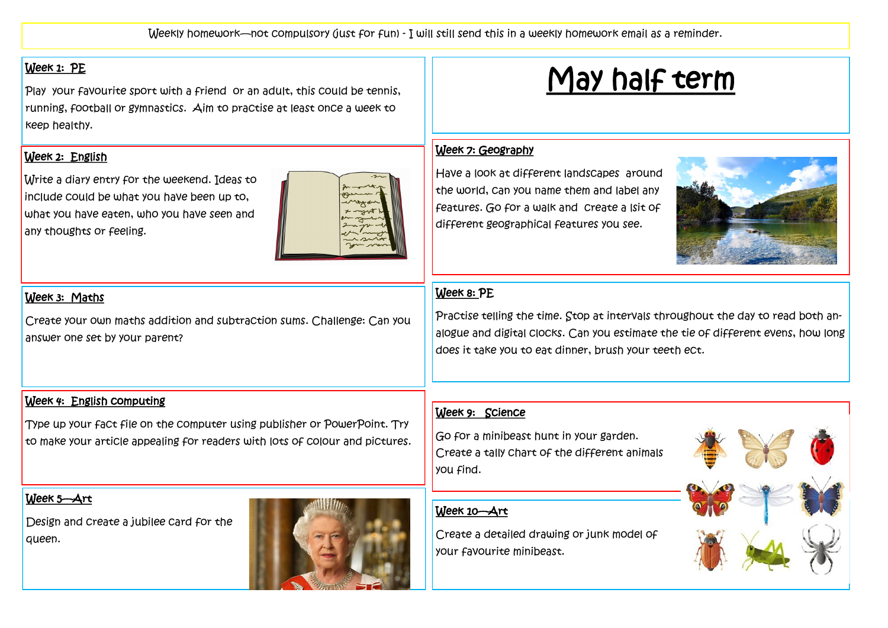Weekly homework—not compulsory (just for fun) - I will still send this in a weekly homework email as a reminder.

**Week 1: PE**

Play your favourite sport with a friend or an adult, this could be tennis, running, football or gymnastics. Aim to practise at least once a week to keep healthy.

**Week 2: English**

Write a diary entry for the weekend. Ideas to include could be what you have been up to, what you have eaten, who you have seen and any thoughts or feeling.

**Week 3: Maths**

Create your own maths addition and subtraction sums. Challenge: Can you answer one set by your parent?

**Week 4: English computing**

Type up your fact file on the computer using publisher or PowerPoint. Try to make your article appealing for readers with lots of colour and pictures.

**Week 5—Art**

Design and create a jubilee card for the queen.

# May half term

**Week 7: Geography**

Have a look at different landscapes around the world, can you name them and label any features. Go for a walk and create a lsit of different geographical features you see.

**Week 8: PE**

Practise telling the time. Stop at intervals throughout the day to read both an-alogue and digital clocks. Can you estimate the tie of different evens, how long does it take you to eat dinner, brush your teeth ect.

**Week 9: Science**

Go for a minibeast hunt in your garden. Create a tally chart of the different animals you find.

**Week 10—Art**

Create a detailed drawing or junk model of your favourite minibeast.